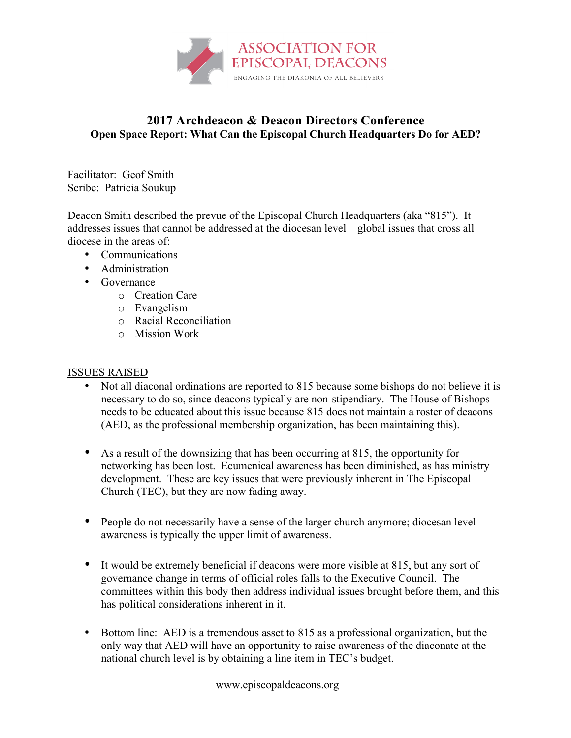ASSOCIATION FOR EPISCOPAL DEACONS

ENGAGING THE DIAKONIA OF ALL BELIEVERS

# 2017 Archdeacon & Deacon Directors Conference

## Open Space Report: What Can the Episcopal Church Headquarters Do for AED?

Facilitator: Geof Smith
Scribe: Patricia Soukup

Deacon Smith described the prevue of the Episcopal Church Headquarters (aka "815"). It addresses issues that cannot be addressed at the diocesan level – global issues that cross all diocese in the areas of:

- Communications
- Administration
- Governance
  - Creation Care
  - Evangelism
  - Racial Reconciliation
  - Mission Work

<u>ISSUES RAISED</u>

- Not all diaconal ordinations are reported to 815 because some bishops do not believe it is necessary to do so, since deacons typically are non-stipendiary. The House of Bishops needs to be educated about this issue because 815 does not maintain a roster of deacons (AED, as the professional membership organization, has been maintaining this).

- As a result of the downsizing that has been occurring at 815, the opportunity for networking has been lost. Ecumenical awareness has been diminished, as has ministry development. These are key issues that were previously inherent in The Episcopal Church (TEC), but they are now fading away.

- People do not necessarily have a sense of the larger church anymore; diocesan level awareness is typically the upper limit of awareness.

- It would be extremely beneficial if deacons were more visible at 815, but any sort of governance change in terms of official roles falls to the Executive Council. The committees within this body then address individual issues brought before them, and this has political considerations inherent in it.

- Bottom line: AED is a tremendous asset to 815 as a professional organization, but the only way that AED will have an opportunity to raise awareness of the diaconate at the national church level is by obtaining a line item in TEC's budget.

www.episcopaldeacons.org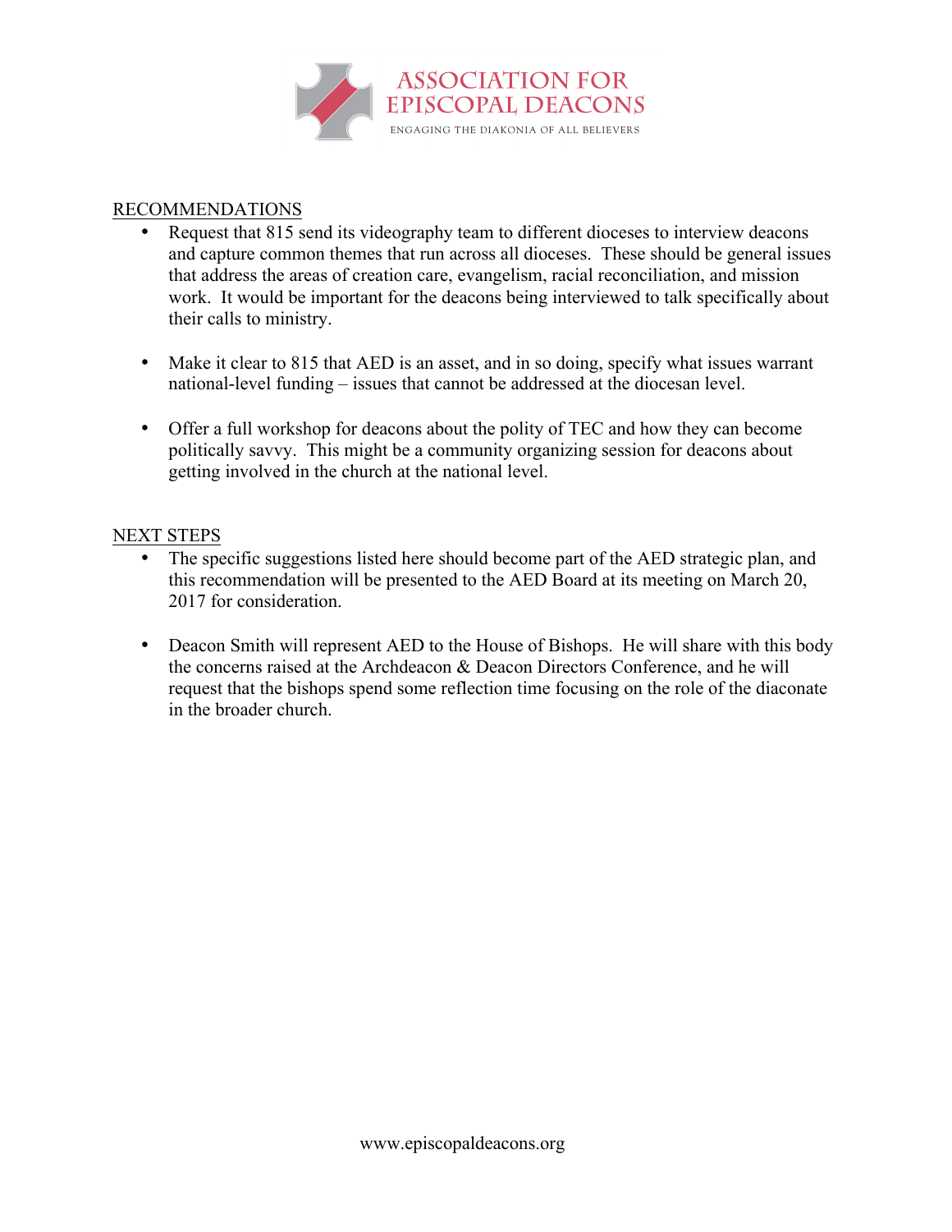ASSOCIATION FOR EPISCOPAL DEACONS

ENGAGING THE DIAKONIA OF ALL BELIEVERS

RECOMMENDATIONS

- Request that 815 send its videography team to different dioceses to interview deacons and capture common themes that run across all dioceses. These should be general issues that address the areas of creation care, evangelism, racial reconciliation, and mission work. It would be important for the deacons being interviewed to talk specifically about their calls to ministry.

- Make it clear to 815 that AED is an asset, and in so doing, specify what issues warrant national-level funding – issues that cannot be addressed at the diocesan level.

- Offer a full workshop for deacons about the polity of TEC and how they can become politically savvy. This might be a community organizing session for deacons about getting involved in the church at the national level.

NEXT STEPS

- The specific suggestions listed here should become part of the AED strategic plan, and this recommendation will be presented to the AED Board at its meeting on March 20, 2017 for consideration.

- Deacon Smith will represent AED to the House of Bishops. He will share with this body the concerns raised at the Archdeacon & Deacon Directors Conference, and he will request that the bishops spend some reflection time focusing on the role of the diaconate in the broader church.

www.episcopaldeacons.org